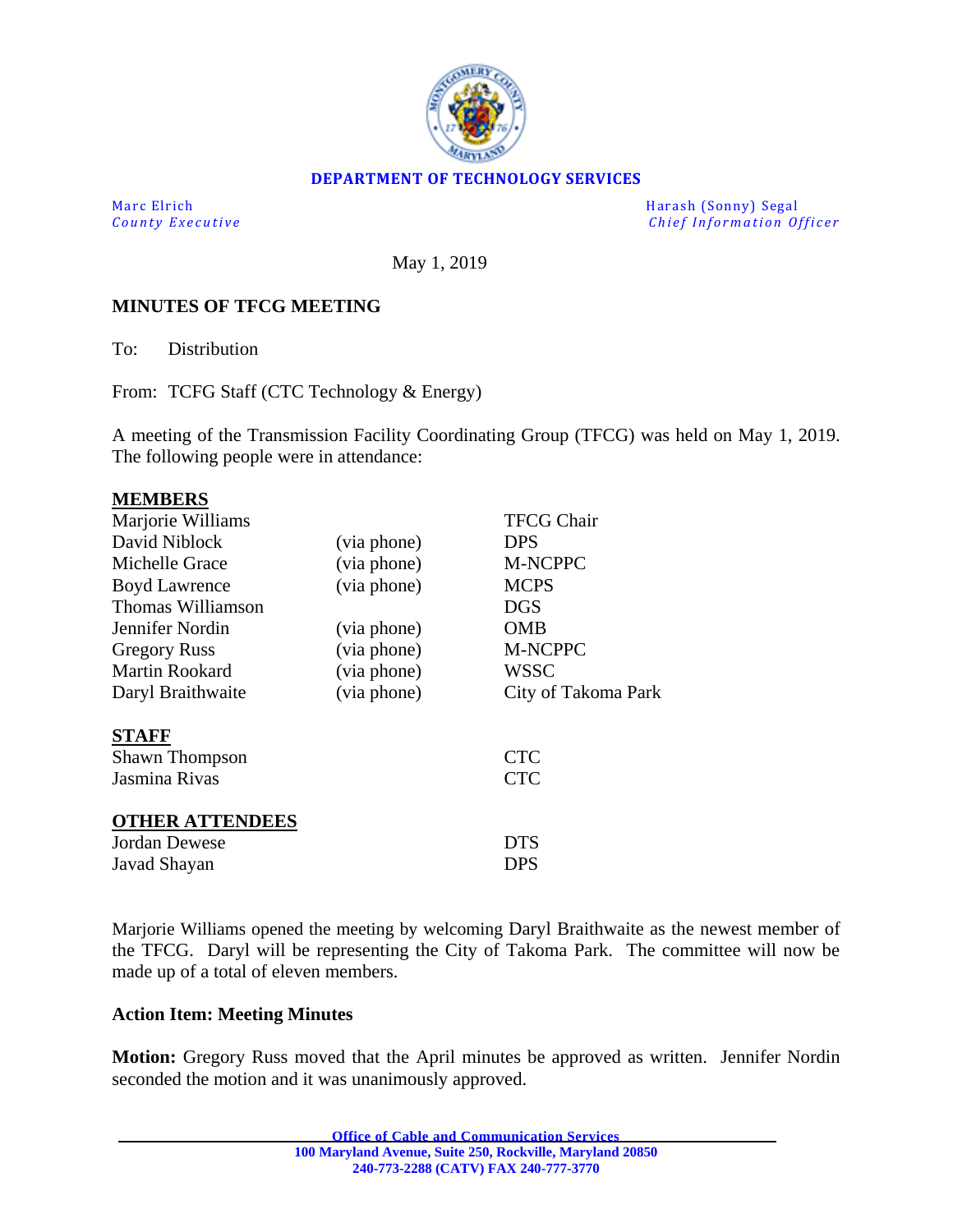**DEPARTMENT OF TECHNOLOGY SERVICES**

Marc Elrich
*County Executive*

Harash (Sonny) Segal
*Chief Information Officer*

May 1, 2019

**MINUTES OF TFCG MEETING**

To: Distribution

From: TCFG Staff (CTC Technology & Energy)

A meeting of the Transmission Facility Coordinating Group (TFCG) was held on May 1, 2019. The following people were in attendance:

**MEMBERS**

| | | |
|---|---|---|
| Marjorie Williams | | TFCG Chair |
| David Niblock | (via phone) | DPS |
| Michelle Grace | (via phone) | M-NCPPC |
| Boyd Lawrence | (via phone) | MCPS |
| Thomas Williamson | | DGS |
| Jennifer Nordin | (via phone) | OMB |
| Gregory Russ | (via phone) | M-NCPPC |
| Martin Rookard | (via phone) | WSSC |
| Daryl Braithwaite | (via phone) | City of Takoma Park |

**STAFF**

| | |
|---|---|
| Shawn Thompson | CTC |
| Jasmina Rivas | CTC |

**OTHER ATTENDEES**

| | |
|---|---|
| Jordan Dewese | DTS |
| Javad Shayan | DPS |

Marjorie Williams opened the meeting by welcoming Daryl Braithwaite as the newest member of the TFCG. Daryl will be representing the City of Takoma Park. The committee will now be made up of a total of eleven members.

**Action Item: Meeting Minutes**

**Motion:** Gregory Russ moved that the April minutes be approved as written. Jennifer Nordin seconded the motion and it was unanimously approved.

**Office of Cable and Communication Services**
**100 Maryland Avenue, Suite 250, Rockville, Maryland 20850**
**240-773-2288 (CATV) FAX 240-777-3770**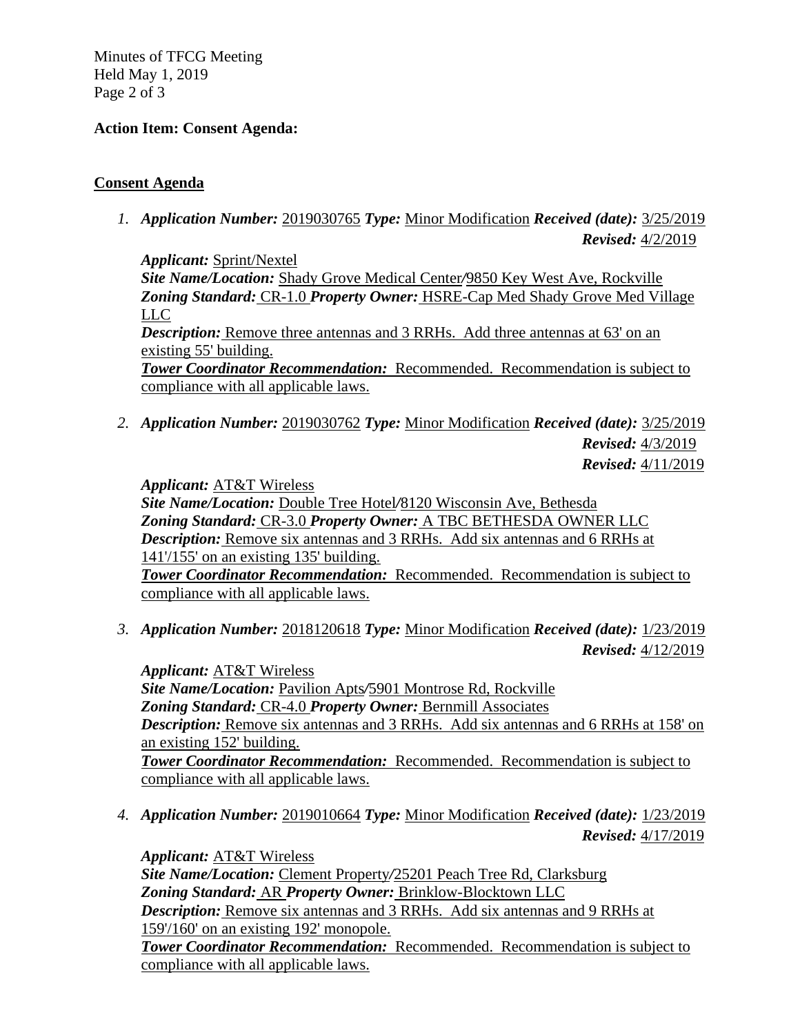**Action Item: Consent Agenda:**

**Consent Agenda**

1. ***Application Number:*** 2019030765 ***Type:*** Minor Modification ***Received (date):*** 3/25/2019
   ***Revised:*** 4/2/2019

   ***Applicant:*** Sprint/Nextel
   ***Site Name/Location:*** Shady Grove Medical Center/9850 Key West Ave, Rockville
   ***Zoning Standard:*** CR-1.0 ***Property Owner:*** HSRE-Cap Med Shady Grove Med Village LLC
   ***Description:*** Remove three antennas and 3 RRHs. Add three antennas at 63' on an existing 55' building.
   ***Tower Coordinator Recommendation:*** Recommended. Recommendation is subject to compliance with all applicable laws.

2. ***Application Number:*** 2019030762 ***Type:*** Minor Modification ***Received (date):*** 3/25/2019
   ***Revised:*** 4/3/2019
   ***Revised:*** 4/11/2019

   ***Applicant:*** AT&T Wireless
   ***Site Name/Location:*** Double Tree Hotel/8120 Wisconsin Ave, Bethesda
   ***Zoning Standard:*** CR-3.0 ***Property Owner:*** A TBC BETHESDA OWNER LLC
   ***Description:*** Remove six antennas and 3 RRHs. Add six antennas and 6 RRHs at 141'/155' on an existing 135' building.
   ***Tower Coordinator Recommendation:*** Recommended. Recommendation is subject to compliance with all applicable laws.

3. ***Application Number:*** 2018120618 ***Type:*** Minor Modification ***Received (date):*** 1/23/2019
   ***Revised:*** 4/12/2019

   ***Applicant:*** AT&T Wireless
   ***Site Name/Location:*** Pavilion Apts/5901 Montrose Rd, Rockville
   ***Zoning Standard:*** CR-4.0 ***Property Owner:*** Bernmill Associates
   ***Description:*** Remove six antennas and 3 RRHs. Add six antennas and 6 RRHs at 158' on an existing 152' building.
   ***Tower Coordinator Recommendation:*** Recommended. Recommendation is subject to compliance with all applicable laws.

4. ***Application Number:*** 2019010664 ***Type:*** Minor Modification ***Received (date):*** 1/23/2019
   ***Revised:*** 4/17/2019

   ***Applicant:*** AT&T Wireless
   ***Site Name/Location:*** Clement Property/25201 Peach Tree Rd, Clarksburg
   ***Zoning Standard:*** AR ***Property Owner:*** Brinklow-Blocktown LLC
   ***Description:*** Remove six antennas and 3 RRHs. Add six antennas and 9 RRHs at 159'/160' on an existing 192' monopole.
   ***Tower Coordinator Recommendation:*** Recommended. Recommendation is subject to compliance with all applicable laws.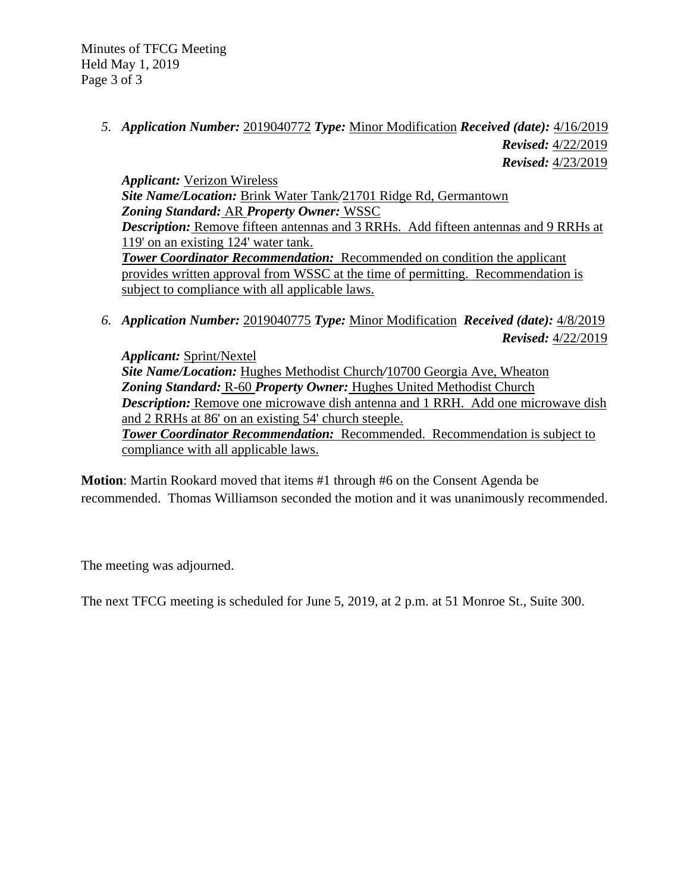5. ***Application Number:*** 2019040772 ***Type:*** Minor Modification ***Received (date):*** 4/16/2019
***Revised:*** 4/22/2019
***Revised:*** 4/23/2019

***Applicant:*** Verizon Wireless
***Site Name/Location:*** Brink Water Tank/21701 Ridge Rd, Germantown
***Zoning Standard:*** AR ***Property Owner:*** WSSC
***Description:*** Remove fifteen antennas and 3 RRHs. Add fifteen antennas and 9 RRHs at 119' on an existing 124' water tank.
***Tower Coordinator Recommendation:*** Recommended on condition the applicant provides written approval from WSSC at the time of permitting. Recommendation is subject to compliance with all applicable laws.

6. ***Application Number:*** 2019040775 ***Type:*** Minor Modification ***Received (date):*** 4/8/2019
***Revised:*** 4/22/2019

***Applicant:*** Sprint/Nextel
***Site Name/Location:*** Hughes Methodist Church/10700 Georgia Ave, Wheaton
***Zoning Standard:*** R-60 ***Property Owner:*** Hughes United Methodist Church
***Description:*** Remove one microwave dish antenna and 1 RRH. Add one microwave dish and 2 RRHs at 86' on an existing 54' church steeple.
***Tower Coordinator Recommendation:*** Recommended. Recommendation is subject to compliance with all applicable laws.

**Motion**: Martin Rookard moved that items #1 through #6 on the Consent Agenda be recommended. Thomas Williamson seconded the motion and it was unanimously recommended.

The meeting was adjourned.

The next TFCG meeting is scheduled for June 5, 2019, at 2 p.m. at 51 Monroe St., Suite 300.